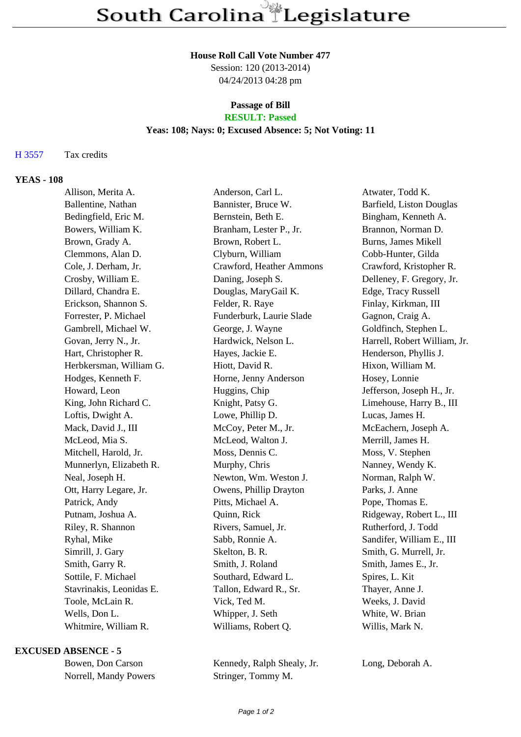# South Carolina Legislature

**House Roll Call Vote Number 477**
Session: 120 (2013-2014)
04/24/2013 04:28 pm

**Passage of Bill**
**RESULT: Passed**
**Yeas: 108; Nays: 0; Excused Absence: 5; Not Voting: 11**

H 3557 Tax credits

### YEAS - 108

| | | |
|---|---|---|
| Allison, Merita A. | Anderson, Carl L. | Atwater, Todd K. |
| Ballentine, Nathan | Bannister, Bruce W. | Barfield, Liston Douglas |
| Bedingfield, Eric M. | Bernstein, Beth E. | Bingham, Kenneth A. |
| Bowers, William K. | Branham, Lester P., Jr. | Brannon, Norman D. |
| Brown, Grady A. | Brown, Robert L. | Burns, James Mikell |
| Clemmons, Alan D. | Clyburn, William | Cobb-Hunter, Gilda |
| Cole, J. Derham, Jr. | Crawford, Heather Ammons | Crawford, Kristopher R. |
| Crosby, William E. | Daning, Joseph S. | Delleney, F. Gregory, Jr. |
| Dillard, Chandra E. | Douglas, MaryGail K. | Edge, Tracy Russell |
| Erickson, Shannon S. | Felder, R. Raye | Finlay, Kirkman, III |
| Forrester, P. Michael | Funderburk, Laurie Slade | Gagnon, Craig A. |
| Gambrell, Michael W. | George, J. Wayne | Goldfinch, Stephen L. |
| Govan, Jerry N., Jr. | Hardwick, Nelson L. | Harrell, Robert William, Jr. |
| Hart, Christopher R. | Hayes, Jackie E. | Henderson, Phyllis J. |
| Herbkersman, William G. | Hiott, David R. | Hixon, William M. |
| Hodges, Kenneth F. | Horne, Jenny Anderson | Hosey, Lonnie |
| Howard, Leon | Huggins, Chip | Jefferson, Joseph H., Jr. |
| King, John Richard C. | Knight, Patsy G. | Limehouse, Harry B., III |
| Loftis, Dwight A. | Lowe, Phillip D. | Lucas, James H. |
| Mack, David J., III | McCoy, Peter M., Jr. | McEachern, Joseph A. |
| McLeod, Mia S. | McLeod, Walton J. | Merrill, James H. |
| Mitchell, Harold, Jr. | Moss, Dennis C. | Moss, V. Stephen |
| Munnerlyn, Elizabeth R. | Murphy, Chris | Nanney, Wendy K. |
| Neal, Joseph H. | Newton, Wm. Weston J. | Norman, Ralph W. |
| Ott, Harry Legare, Jr. | Owens, Phillip Drayton | Parks, J. Anne |
| Patrick, Andy | Pitts, Michael A. | Pope, Thomas E. |
| Putnam, Joshua A. | Quinn, Rick | Ridgeway, Robert L., III |
| Riley, R. Shannon | Rivers, Samuel, Jr. | Rutherford, J. Todd |
| Ryhal, Mike | Sabb, Ronnie A. | Sandifer, William E., III |
| Simrill, J. Gary | Skelton, B. R. | Smith, G. Murrell, Jr. |
| Smith, Garry R. | Smith, J. Roland | Smith, James E., Jr. |
| Sottile, F. Michael | Southard, Edward L. | Spires, L. Kit |
| Stavrinakis, Leonidas E. | Tallon, Edward R., Sr. | Thayer, Anne J. |
| Toole, McLain R. | Vick, Ted M. | Weeks, J. David |
| Wells, Don L. | Whipper, J. Seth | White, W. Brian |
| Whitmire, William R. | Williams, Robert Q. | Willis, Mark N. |

### EXCUSED ABSENCE - 5

| | | |
|---|---|---|
| Bowen, Don Carson | Kennedy, Ralph Shealy, Jr. | Long, Deborah A. |
| Norrell, Mandy Powers | Stringer, Tommy M. | |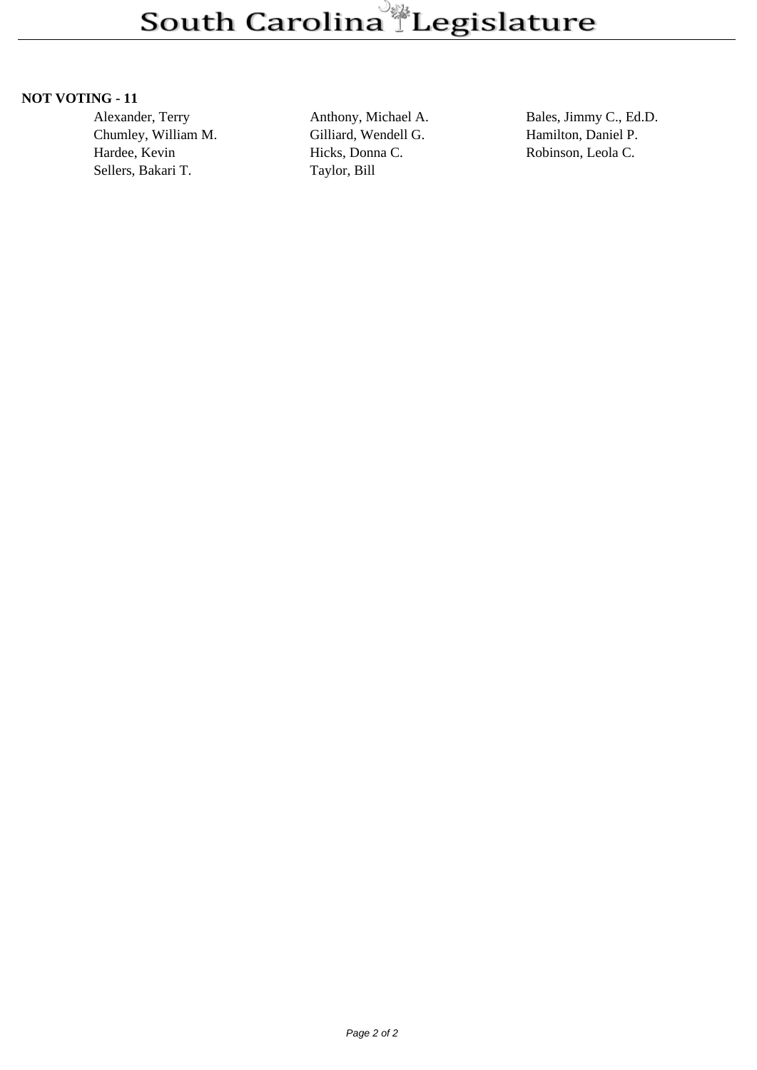**NOT VOTING - 11**

| | | |
|---|---|---|
| Alexander, Terry | Anthony, Michael A. | Bales, Jimmy C., Ed.D. |
| Chumley, William M. | Gilliard, Wendell G. | Hamilton, Daniel P. |
| Hardee, Kevin | Hicks, Donna C. | Robinson, Leola C. |
| Sellers, Bakari T. | Taylor, Bill | |